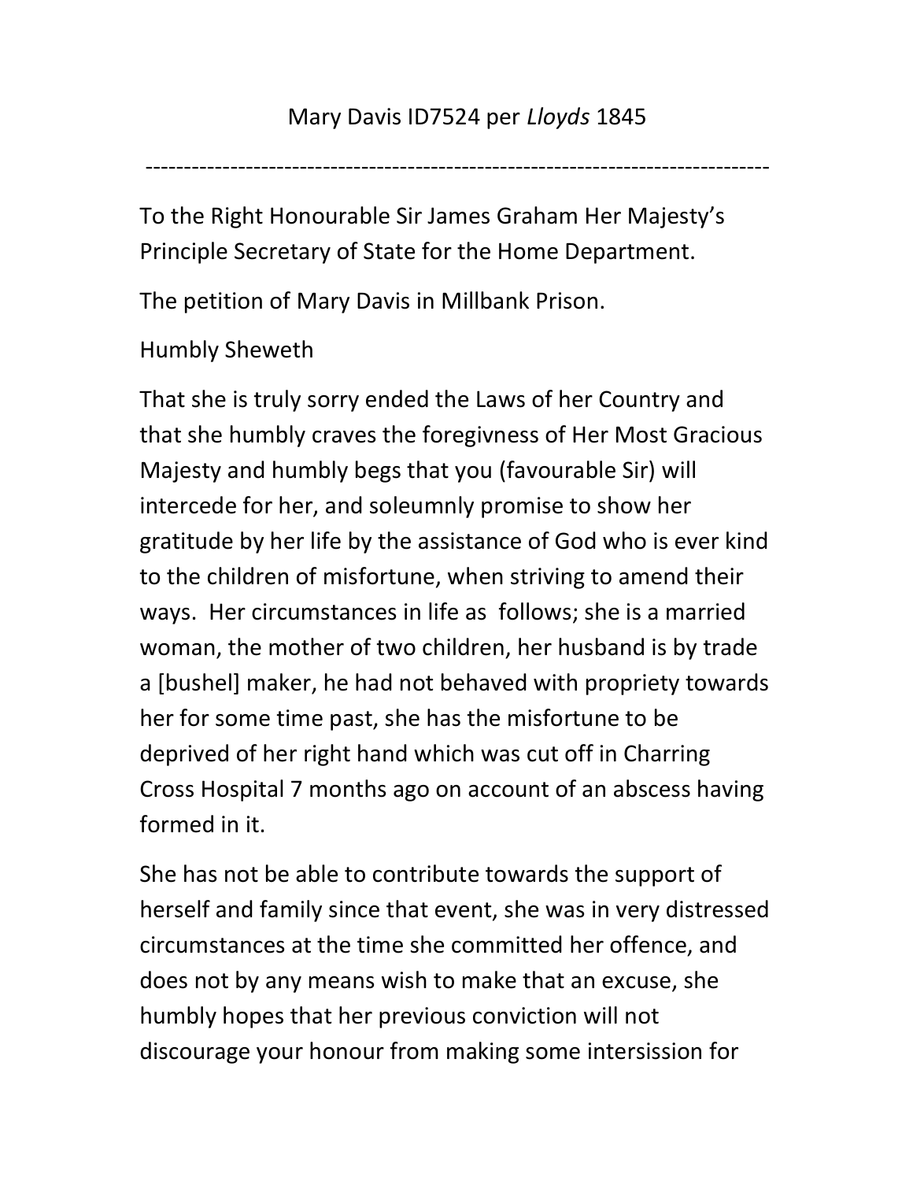Mary Davis ID7524 per *Lloyds* 1845

---

To the Right Honourable Sir James Graham Her Majesty's Principle Secretary of State for the Home Department.

The petition of Mary Davis in Millbank Prison.

Humbly Sheweth

That she is truly sorry ended the Laws of her Country and that she humbly craves the foregivness of Her Most Gracious Majesty and humbly begs that you (favourable Sir) will intercede for her, and soleumnly promise to show her gratitude by her life by the assistance of God who is ever kind to the children of misfortune, when striving to amend their ways. Her circumstances in life as follows; she is a married woman, the mother of two children, her husband is by trade a [bushel] maker, he had not behaved with propriety towards her for some time past, she has the misfortune to be deprived of her right hand which was cut off in Charring Cross Hospital 7 months ago on account of an abscess having formed in it.

She has not be able to contribute towards the support of herself and family since that event, she was in very distressed circumstances at the time she committed her offence, and does not by any means wish to make that an excuse, she humbly hopes that her previous conviction will not discourage your honour from making some intersission for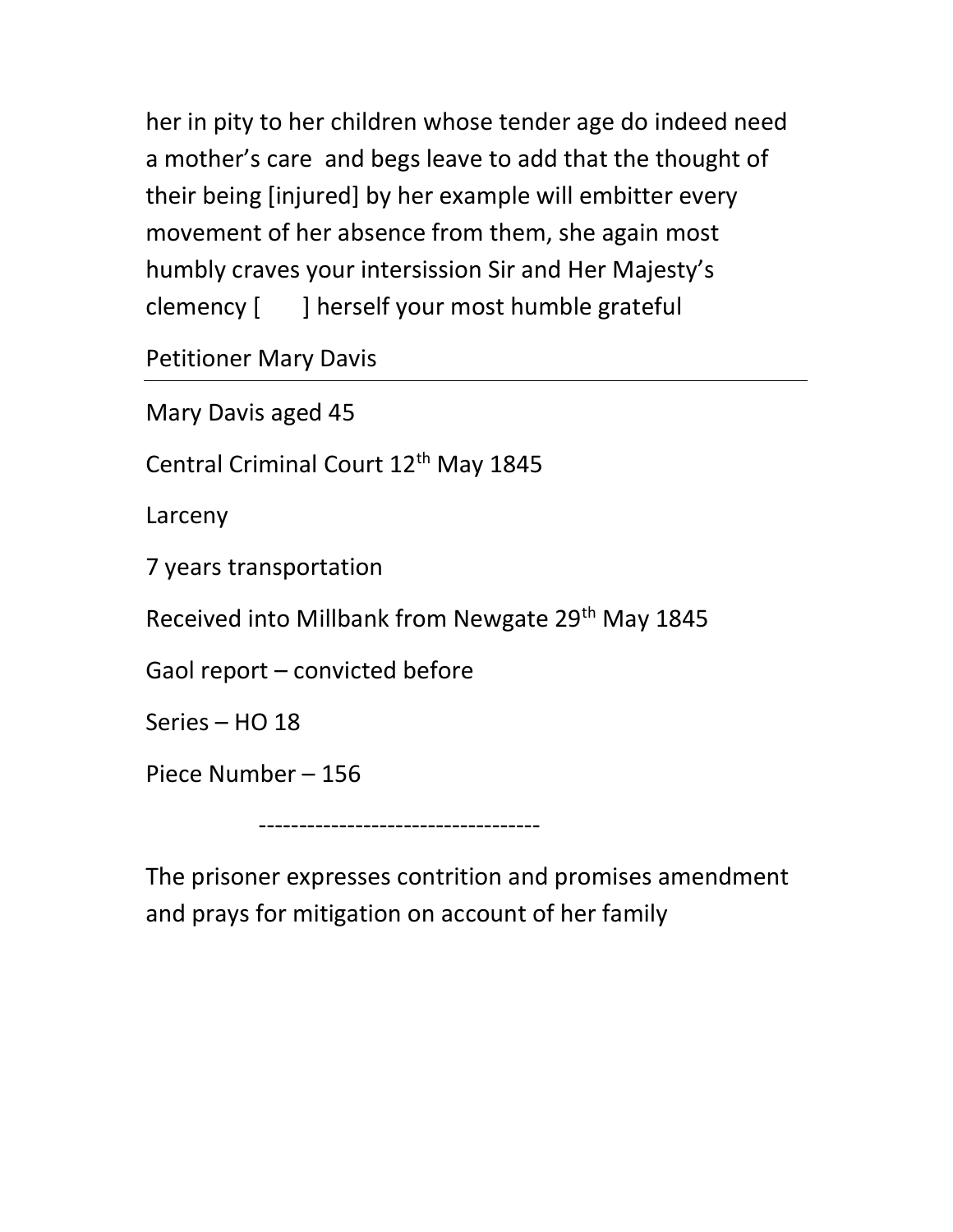her in pity to her children whose tender age do indeed need a mother's care and begs leave to add that the thought of their being [injured] by her example will embitter every movement of her absence from them, she again most humbly craves your intersission Sir and Her Majesty's clemency [ ] herself your most humble grateful

Petitioner Mary Davis

---

Mary Davis aged 45

Central Criminal Court 12th May 1845

Larceny

7 years transportation

Received into Millbank from Newgate 29th May 1845

Gaol report – convicted before

Series – HO 18

Piece Number – 156

----------------------------------

The prisoner expresses contrition and promises amendment and prays for mitigation on account of her family